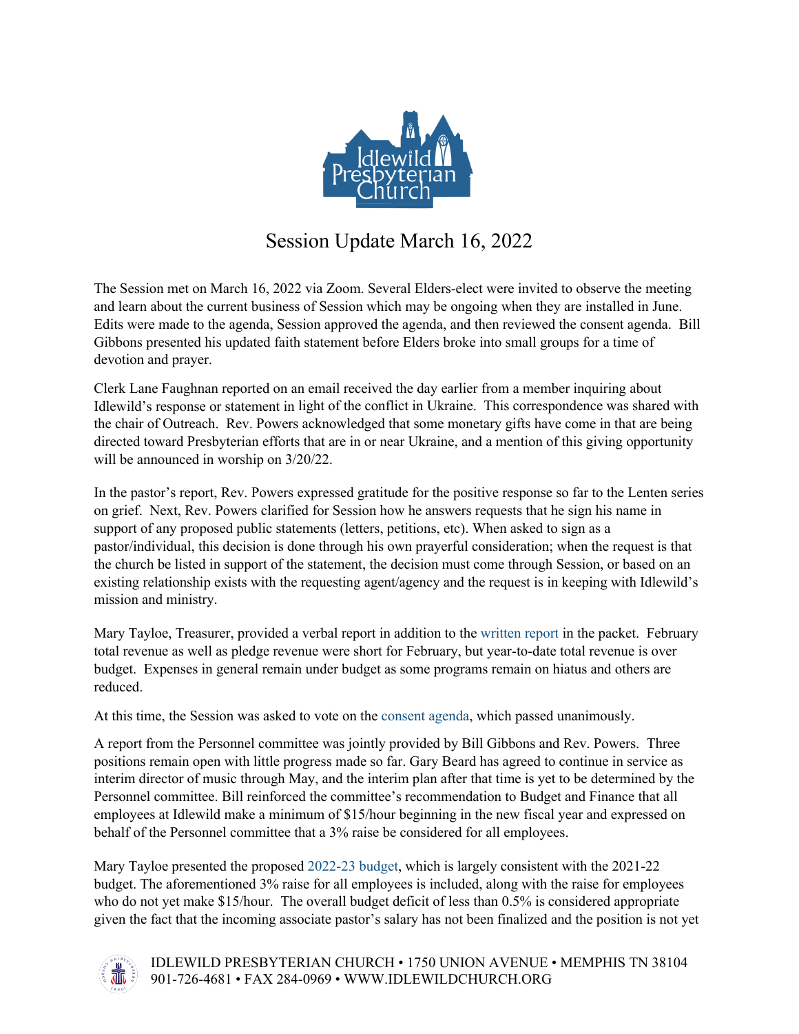# Session Update March 16, 2022

The Session met on March 16, 2022 via Zoom. Several Elders-elect were invited to observe the meeting and learn about the current business of Session which may be ongoing when they are installed in June. Edits were made to the agenda, Session approved the agenda, and then reviewed the consent agenda. Bill Gibbons presented his updated faith statement before Elders broke into small groups for a time of devotion and prayer.

Clerk Lane Faughnan reported on an email received the day earlier from a member inquiring about Idlewild's response or statement in light of the conflict in Ukraine. This correspondence was shared with the chair of Outreach. Rev. Powers acknowledged that some monetary gifts have come in that are being directed toward Presbyterian efforts that are in or near Ukraine, and a mention of this giving opportunity will be announced in worship on 3/20/22.

In the pastor's report, Rev. Powers expressed gratitude for the positive response so far to the Lenten series on grief. Next, Rev. Powers clarified for Session how he answers requests that he sign his name in support of any proposed public statements (letters, petitions, etc). When asked to sign as a pastor/individual, this decision is done through his own prayerful consideration; when the request is that the church be listed in support of the statement, the decision must come through Session, or based on an existing relationship exists with the requesting agent/agency and the request is in keeping with Idlewild's mission and ministry.

Mary Tayloe, Treasurer, provided a verbal report in addition to the written report in the packet. February total revenue as well as pledge revenue were short for February, but year-to-date total revenue is over budget. Expenses in general remain under budget as some programs remain on hiatus and others are reduced.

At this time, the Session was asked to vote on the consent agenda, which passed unanimously.

A report from the Personnel committee was jointly provided by Bill Gibbons and Rev. Powers. Three positions remain open with little progress made so far. Gary Beard has agreed to continue in service as interim director of music through May, and the interim plan after that time is yet to be determined by the Personnel committee. Bill reinforced the committee's recommendation to Budget and Finance that all employees at Idlewild make a minimum of $15/hour beginning in the new fiscal year and expressed on behalf of the Personnel committee that a 3% raise be considered for all employees.

Mary Tayloe presented the proposed 2022-23 budget, which is largely consistent with the 2021-22 budget. The aforementioned 3% raise for all employees is included, along with the raise for employees who do not yet make $15/hour. The overall budget deficit of less than 0.5% is considered appropriate given the fact that the incoming associate pastor's salary has not been finalized and the position is not yet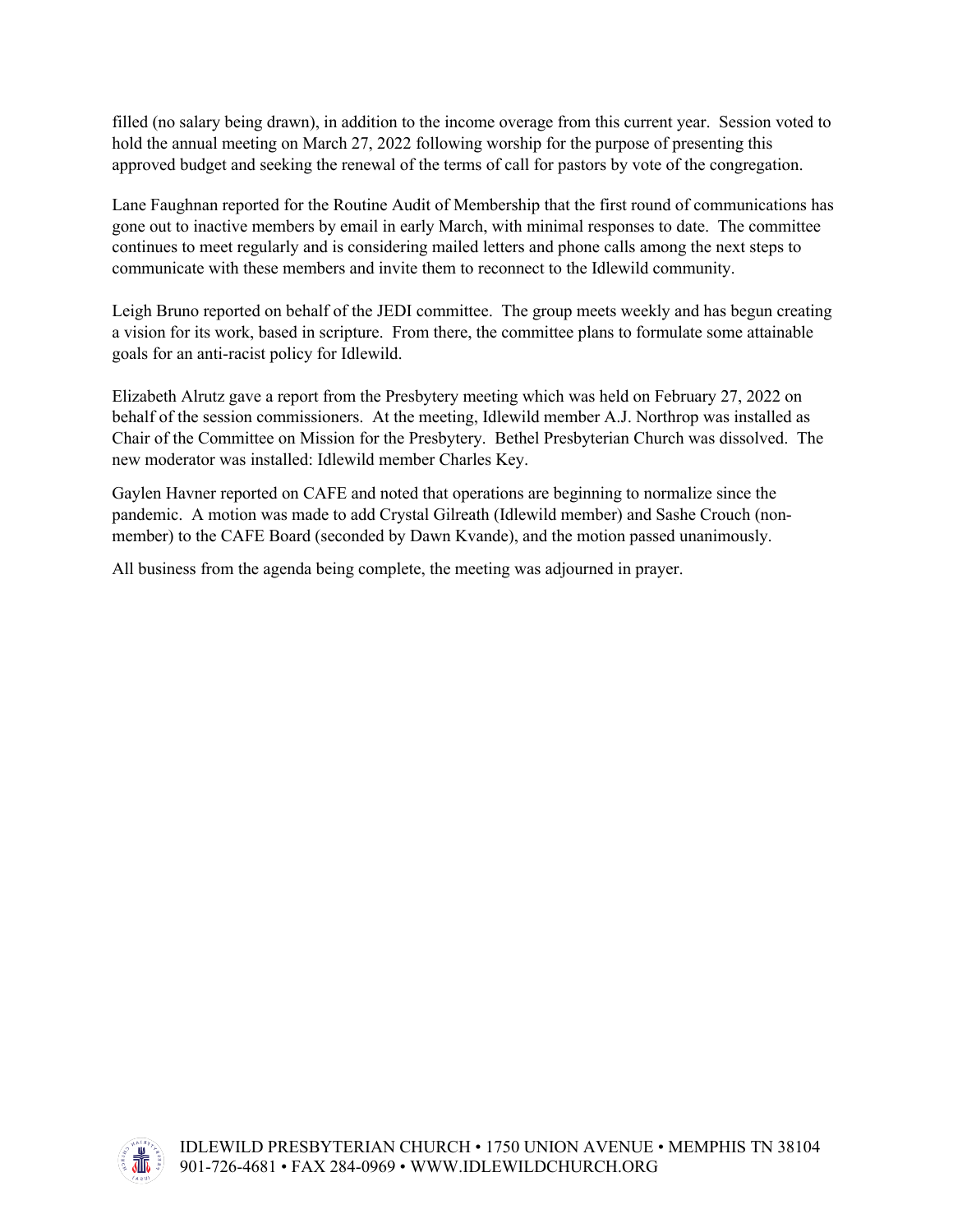filled (no salary being drawn), in addition to the income overage from this current year. Session voted to hold the annual meeting on March 27, 2022 following worship for the purpose of presenting this approved budget and seeking the renewal of the terms of call for pastors by vote of the congregation.

Lane Faughnan reported for the Routine Audit of Membership that the first round of communications has gone out to inactive members by email in early March, with minimal responses to date. The committee continues to meet regularly and is considering mailed letters and phone calls among the next steps to communicate with these members and invite them to reconnect to the Idlewild community.

Leigh Bruno reported on behalf of the JEDI committee. The group meets weekly and has begun creating a vision for its work, based in scripture. From there, the committee plans to formulate some attainable goals for an anti-racist policy for Idlewild.

Elizabeth Alrutz gave a report from the Presbytery meeting which was held on February 27, 2022 on behalf of the session commissioners. At the meeting, Idlewild member A.J. Northrop was installed as Chair of the Committee on Mission for the Presbytery. Bethel Presbyterian Church was dissolved. The new moderator was installed: Idlewild member Charles Key.

Gaylen Havner reported on CAFE and noted that operations are beginning to normalize since the pandemic. A motion was made to add Crystal Gilreath (Idlewild member) and Sashe Crouch (non-member) to the CAFE Board (seconded by Dawn Kvande), and the motion passed unanimously.

All business from the agenda being complete, the meeting was adjourned in prayer.